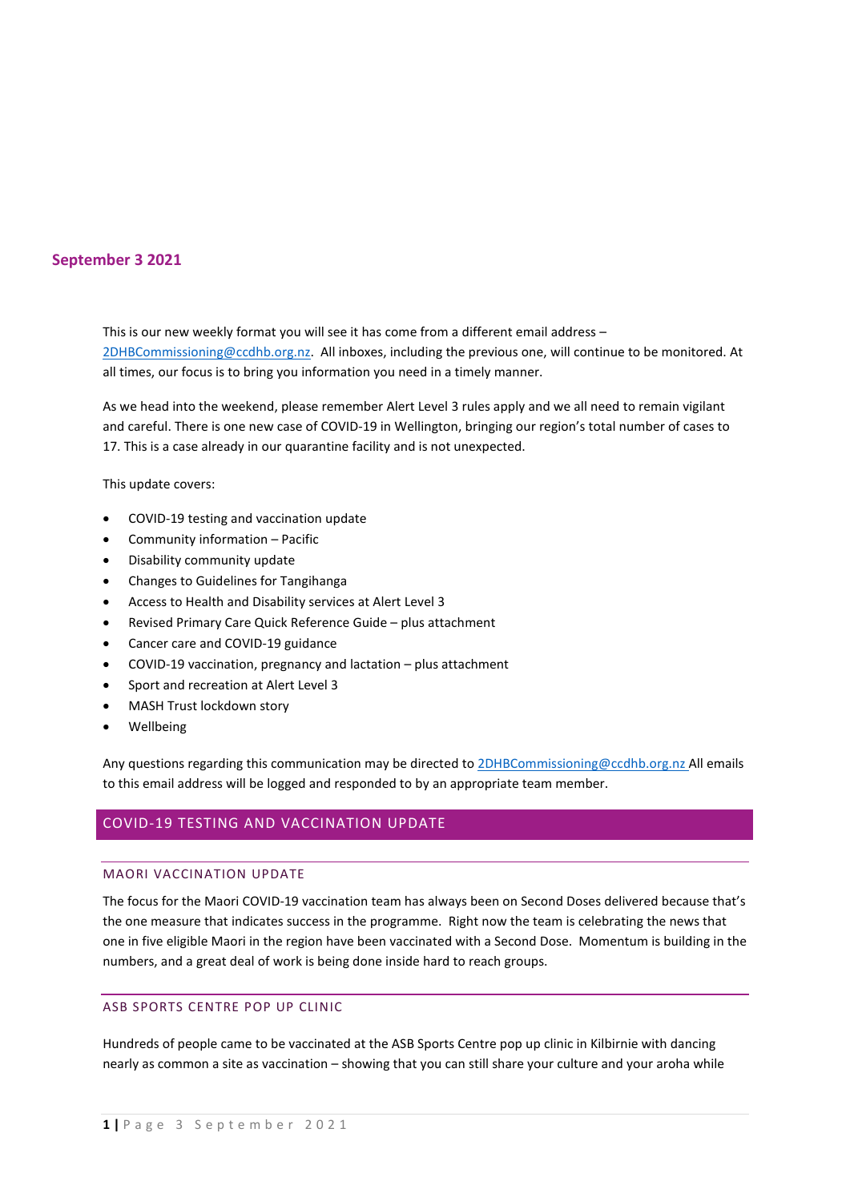**September 3 2021**

This is our new weekly format you will see it has come from a different email address – 2DHBCommissioning@ccdhb.org.nz. All inboxes, including the previous one, will continue to be monitored. At all times, our focus is to bring you information you need in a timely manner.

As we head into the weekend, please remember Alert Level 3 rules apply and we all need to remain vigilant and careful. There is one new case of COVID-19 in Wellington, bringing our region's total number of cases to 17. This is a case already in our quarantine facility and is not unexpected.

This update covers:

- COVID-19 testing and vaccination update
- Community information – Pacific
- Disability community update
- Changes to Guidelines for Tangihanga
- Access to Health and Disability services at Alert Level 3
- Revised Primary Care Quick Reference Guide – plus attachment
- Cancer care and COVID-19 guidance
- COVID-19 vaccination, pregnancy and lactation – plus attachment
- Sport and recreation at Alert Level 3
- MASH Trust lockdown story
- Wellbeing

Any questions regarding this communication may be directed to 2DHBCommissioning@ccdhb.org.nz All emails to this email address will be logged and responded to by an appropriate team member.

## COVID-19 TESTING AND VACCINATION UPDATE

### MAORI VACCINATION UPDATE

The focus for the Maori COVID-19 vaccination team has always been on Second Doses delivered because that's the one measure that indicates success in the programme. Right now the team is celebrating the news that one in five eligible Maori in the region have been vaccinated with a Second Dose. Momentum is building in the numbers, and a great deal of work is being done inside hard to reach groups.

### ASB SPORTS CENTRE POP UP CLINIC

Hundreds of people came to be vaccinated at the ASB Sports Centre pop up clinic in Kilbirnie with dancing nearly as common a site as vaccination – showing that you can still share your culture and your aroha while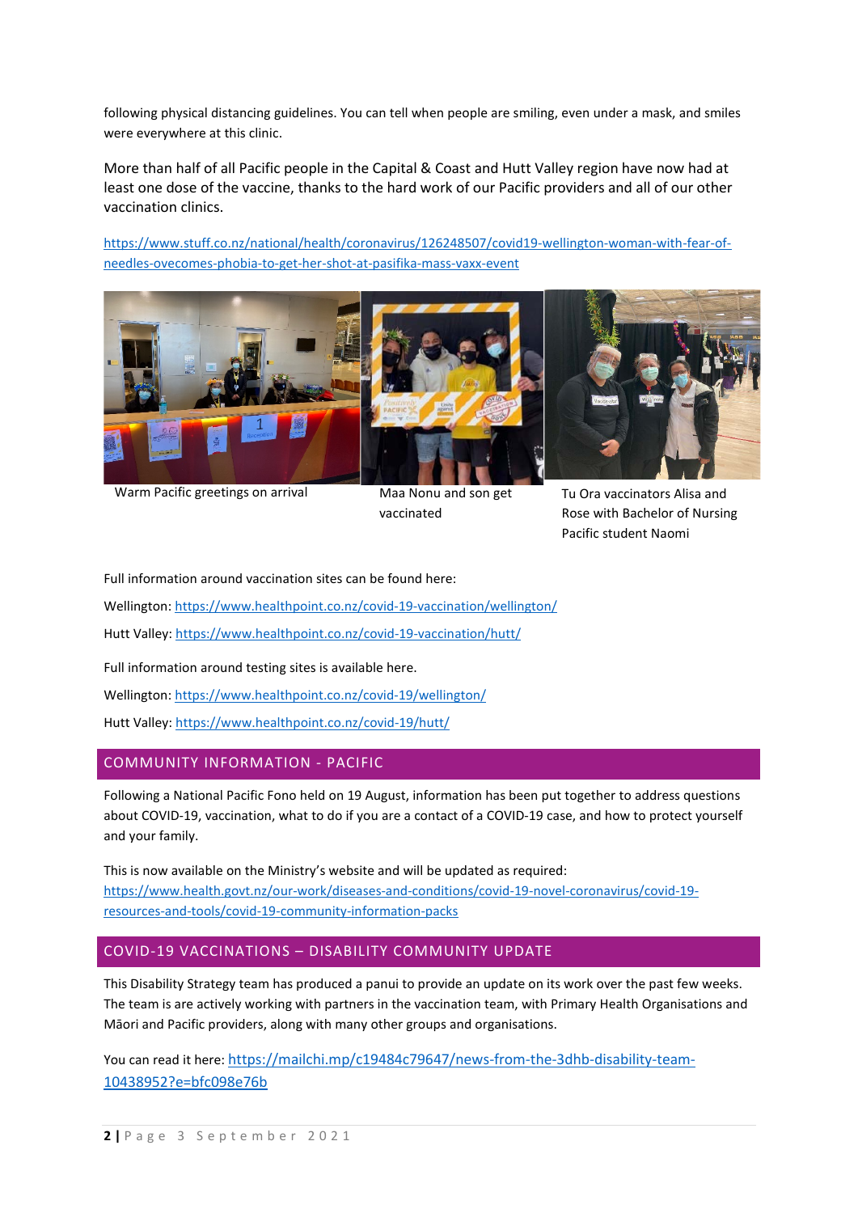following physical distancing guidelines. You can tell when people are smiling, even under a mask, and smiles were everywhere at this clinic.

More than half of all Pacific people in the Capital & Coast and Hutt Valley region have now had at least one dose of the vaccine, thanks to the hard work of our Pacific providers and all of our other vaccination clinics.

https://www.stuff.co.nz/national/health/coronavirus/126248507/covid19-wellington-woman-with-fear-of-needles-ovecomes-phobia-to-get-her-shot-at-pasifika-mass-vaxx-event

Warm Pacific greetings on arrival

Maa Nonu and son get vaccinated

Tu Ora vaccinators Alisa and Rose with Bachelor of Nursing Pacific student Naomi

Full information around vaccination sites can be found here:

Wellington: https://www.healthpoint.co.nz/covid-19-vaccination/wellington/

Hutt Valley: https://www.healthpoint.co.nz/covid-19-vaccination/hutt/

Full information around testing sites is available here.

Wellington: https://www.healthpoint.co.nz/covid-19/wellington/

Hutt Valley: https://www.healthpoint.co.nz/covid-19/hutt/

## COMMUNITY INFORMATION - PACIFIC

Following a National Pacific Fono held on 19 August, information has been put together to address questions about COVID-19, vaccination, what to do if you are a contact of a COVID-19 case, and how to protect yourself and your family.

This is now available on the Ministry's website and will be updated as required: https://www.health.govt.nz/our-work/diseases-and-conditions/covid-19-novel-coronavirus/covid-19-resources-and-tools/covid-19-community-information-packs

## COVID-19 VACCINATIONS – DISABILITY COMMUNITY UPDATE

This Disability Strategy team has produced a panui to provide an update on its work over the past few weeks. The team is are actively working with partners in the vaccination team, with Primary Health Organisations and Māori and Pacific providers, along with many other groups and organisations.

You can read it here: https://mailchi.mp/c19484c79647/news-from-the-3dhb-disability-team-10438952?e=bfc098e76b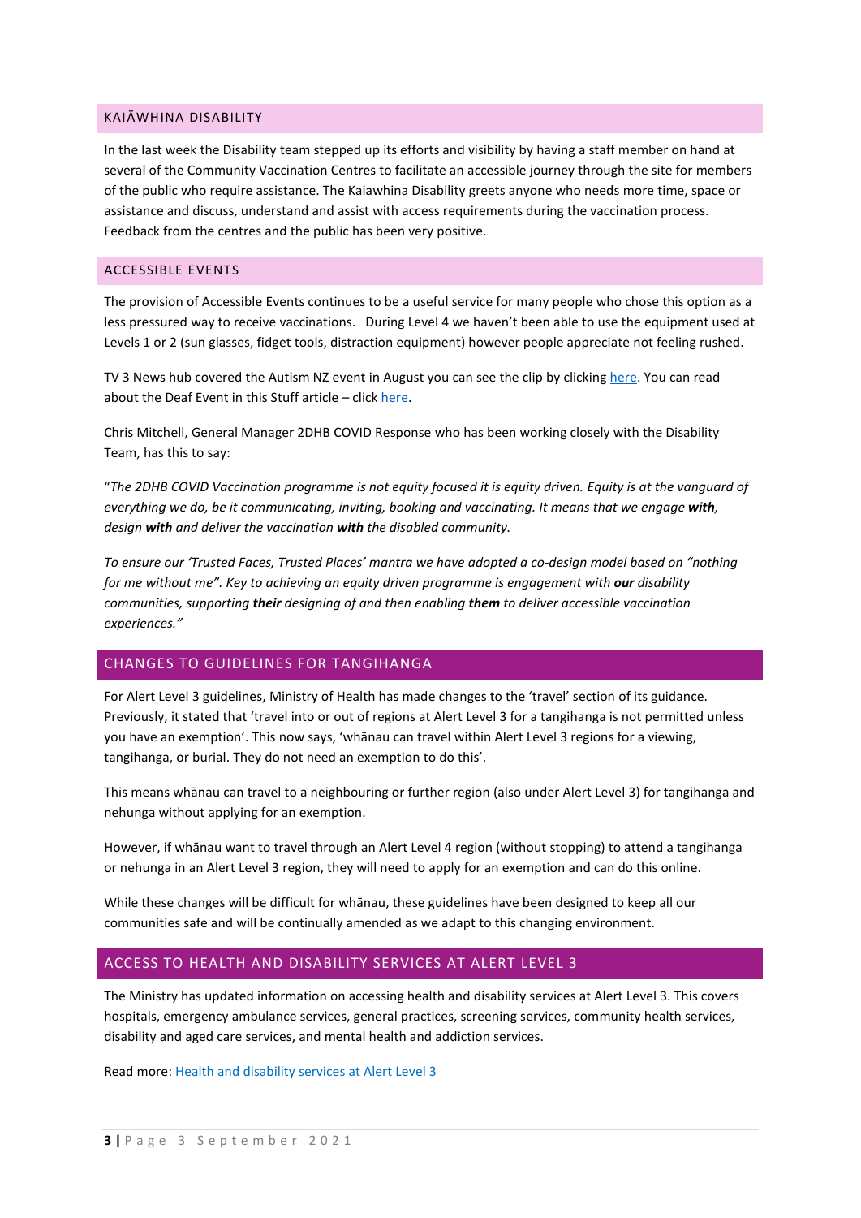## KAIĀWHINA DISABILITY

In the last week the Disability team stepped up its efforts and visibility by having a staff member on hand at several of the Community Vaccination Centres to facilitate an accessible journey through the site for members of the public who require assistance. The Kaiawhina Disability greets anyone who needs more time, space or assistance and discuss, understand and assist with access requirements during the vaccination process. Feedback from the centres and the public has been very positive.

## ACCESSIBLE EVENTS

The provision of Accessible Events continues to be a useful service for many people who chose this option as a less pressured way to receive vaccinations. During Level 4 we haven't been able to use the equipment used at Levels 1 or 2 (sun glasses, fidget tools, distraction equipment) however people appreciate not feeling rushed.

TV 3 News hub covered the Autism NZ event in August you can see the clip by clicking here. You can read about the Deaf Event in this Stuff article – click here.

Chris Mitchell, General Manager 2DHB COVID Response who has been working closely with the Disability Team, has this to say:

"*The 2DHB COVID Vaccination programme is not equity focused it is equity driven. Equity is at the vanguard of everything we do, be it communicating, inviting, booking and vaccinating. It means that we engage **with**, design **with** and deliver the vaccination **with** the disabled community.*

*To ensure our 'Trusted Faces, Trusted Places' mantra we have adopted a co-design model based on "nothing for me without me". Key to achieving an equity driven programme is engagement with **our** disability communities, supporting **their** designing of and then enabling **them** to deliver accessible vaccination experiences."*

## CHANGES TO GUIDELINES FOR TANGIHANGA

For Alert Level 3 guidelines, Ministry of Health has made changes to the 'travel' section of its guidance. Previously, it stated that 'travel into or out of regions at Alert Level 3 for a tangihanga is not permitted unless you have an exemption'. This now says, 'whānau can travel within Alert Level 3 regions for a viewing, tangihanga, or burial. They do not need an exemption to do this'.

This means whānau can travel to a neighbouring or further region (also under Alert Level 3) for tangihanga and nehunga without applying for an exemption.

However, if whānau want to travel through an Alert Level 4 region (without stopping) to attend a tangihanga or nehunga in an Alert Level 3 region, they will need to apply for an exemption and can do this online.

While these changes will be difficult for whānau, these guidelines have been designed to keep all our communities safe and will be continually amended as we adapt to this changing environment.

## ACCESS TO HEALTH AND DISABILITY SERVICES AT ALERT LEVEL 3

The Ministry has updated information on accessing health and disability services at Alert Level 3. This covers hospitals, emergency ambulance services, general practices, screening services, community health services, disability and aged care services, and mental health and addiction services.

Read more: Health and disability services at Alert Level 3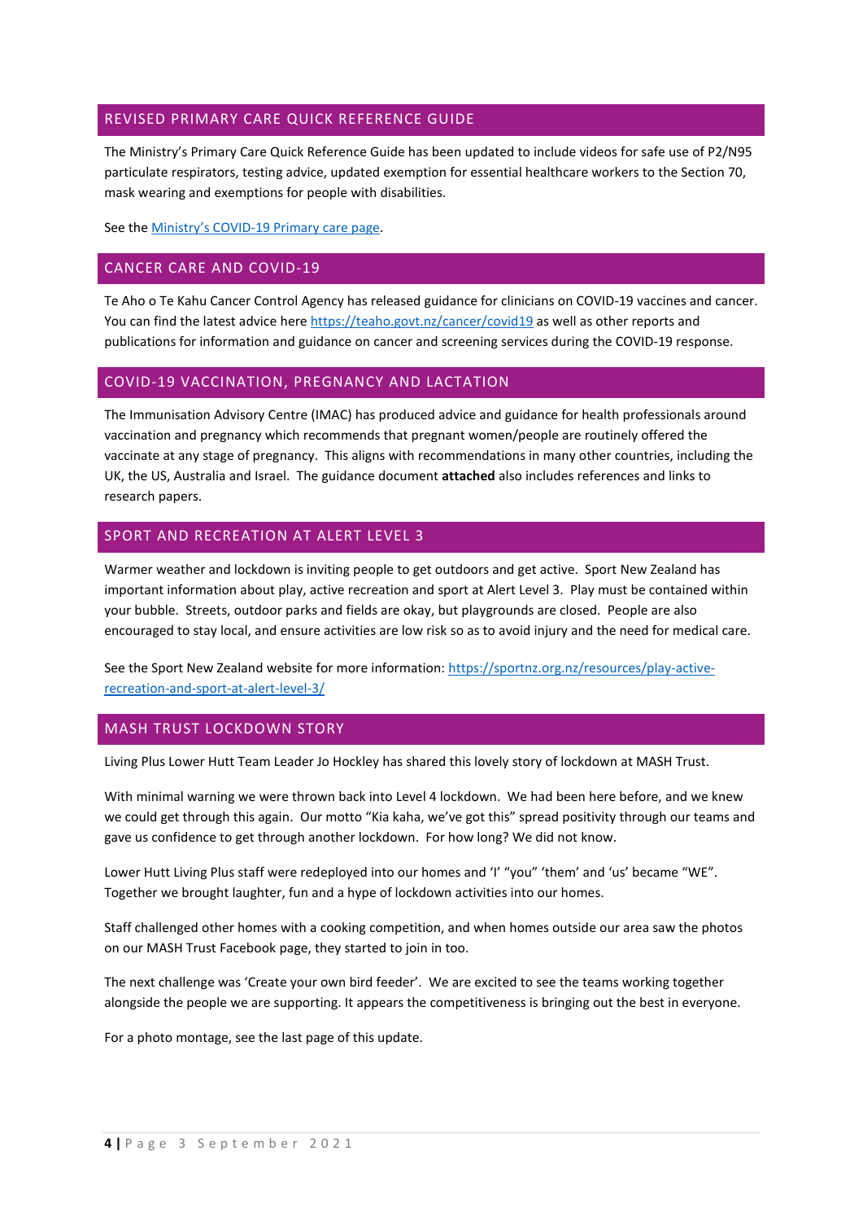## REVISED PRIMARY CARE QUICK REFERENCE GUIDE

The Ministry's Primary Care Quick Reference Guide has been updated to include videos for safe use of P2/N95 particulate respirators, testing advice, updated exemption for essential healthcare workers to the Section 70, mask wearing and exemptions for people with disabilities.

See the [Ministry's COVID-19 Primary care page](#).

## CANCER CARE AND COVID-19

Te Aho o Te Kahu Cancer Control Agency has released guidance for clinicians on COVID-19 vaccines and cancer. You can find the latest advice here https://teaho.govt.nz/cancer/covid19 as well as other reports and publications for information and guidance on cancer and screening services during the COVID-19 response.

## COVID-19 VACCINATION, PREGNANCY AND LACTATION

The Immunisation Advisory Centre (IMAC) has produced advice and guidance for health professionals around vaccination and pregnancy which recommends that pregnant women/people are routinely offered the vaccinate at any stage of pregnancy. This aligns with recommendations in many other countries, including the UK, the US, Australia and Israel. The guidance document **attached** also includes references and links to research papers.

## SPORT AND RECREATION AT ALERT LEVEL 3

Warmer weather and lockdown is inviting people to get outdoors and get active. Sport New Zealand has important information about play, active recreation and sport at Alert Level 3. Play must be contained within your bubble. Streets, outdoor parks and fields are okay, but playgrounds are closed. People are also encouraged to stay local, and ensure activities are low risk so as to avoid injury and the need for medical care.

See the Sport New Zealand website for more information: https://sportnz.org.nz/resources/play-active-recreation-and-sport-at-alert-level-3/

## MASH TRUST LOCKDOWN STORY

Living Plus Lower Hutt Team Leader Jo Hockley has shared this lovely story of lockdown at MASH Trust.

With minimal warning we were thrown back into Level 4 lockdown. We had been here before, and we knew we could get through this again. Our motto "Kia kaha, we've got this" spread positivity through our teams and gave us confidence to get through another lockdown. For how long? We did not know.

Lower Hutt Living Plus staff were redeployed into our homes and 'I' "you" 'them' and 'us' became "WE". Together we brought laughter, fun and a hype of lockdown activities into our homes.

Staff challenged other homes with a cooking competition, and when homes outside our area saw the photos on our MASH Trust Facebook page, they started to join in too.

The next challenge was 'Create your own bird feeder'. We are excited to see the teams working together alongside the people we are supporting. It appears the competitiveness is bringing out the best in everyone.

For a photo montage, see the last page of this update.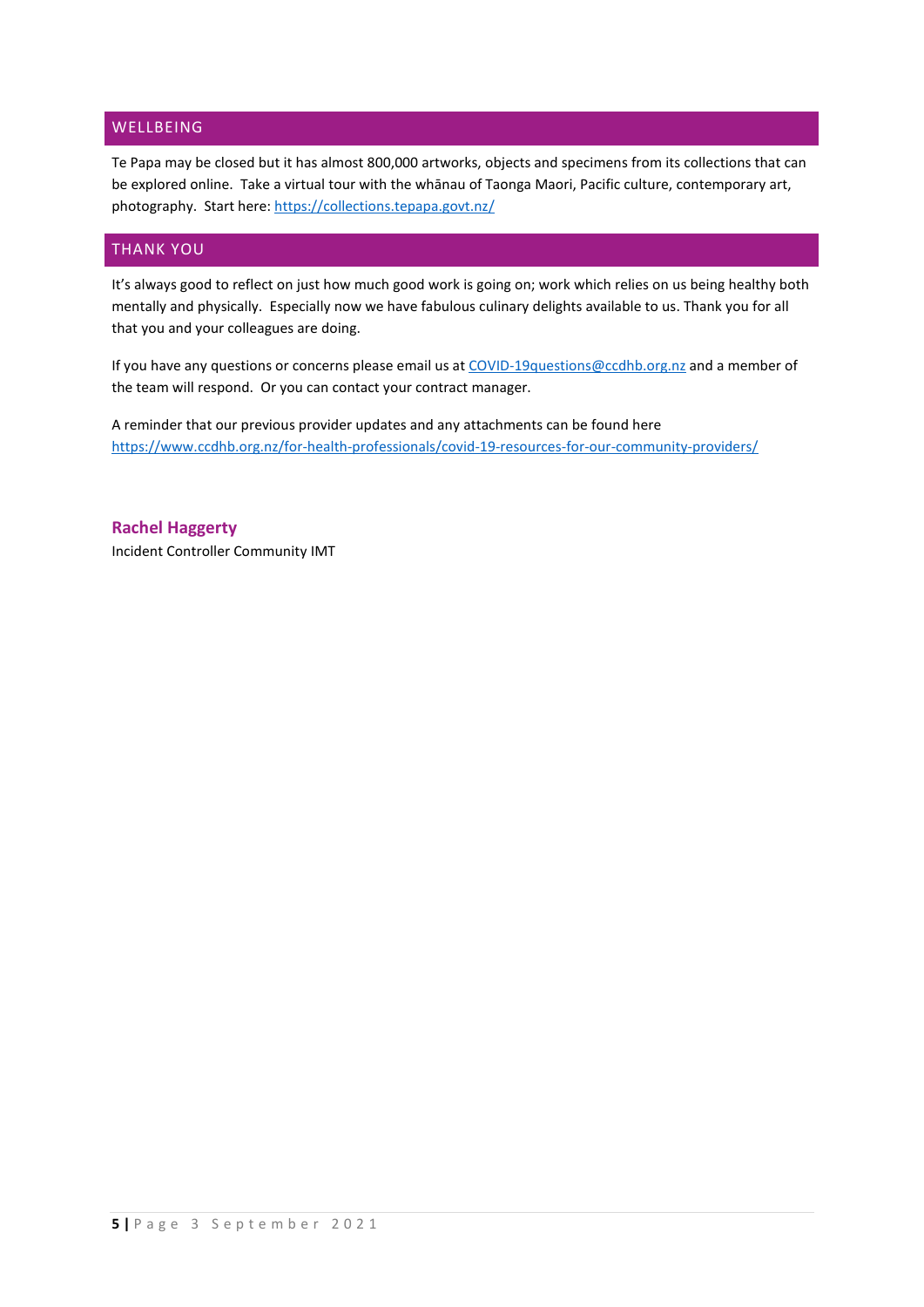## WELLBEING

Te Papa may be closed but it has almost 800,000 artworks, objects and specimens from its collections that can be explored online. Take a virtual tour with the whānau of Taonga Maori, Pacific culture, contemporary art, photography. Start here: https://collections.tepapa.govt.nz/

## THANK YOU

It's always good to reflect on just how much good work is going on; work which relies on us being healthy both mentally and physically. Especially now we have fabulous culinary delights available to us. Thank you for all that you and your colleagues are doing.

If you have any questions or concerns please email us at COVID-19questions@ccdhb.org.nz and a member of the team will respond. Or you can contact your contract manager.

A reminder that our previous provider updates and any attachments can be found here https://www.ccdhb.org.nz/for-health-professionals/covid-19-resources-for-our-community-providers/

**Rachel Haggerty**
Incident Controller Community IMT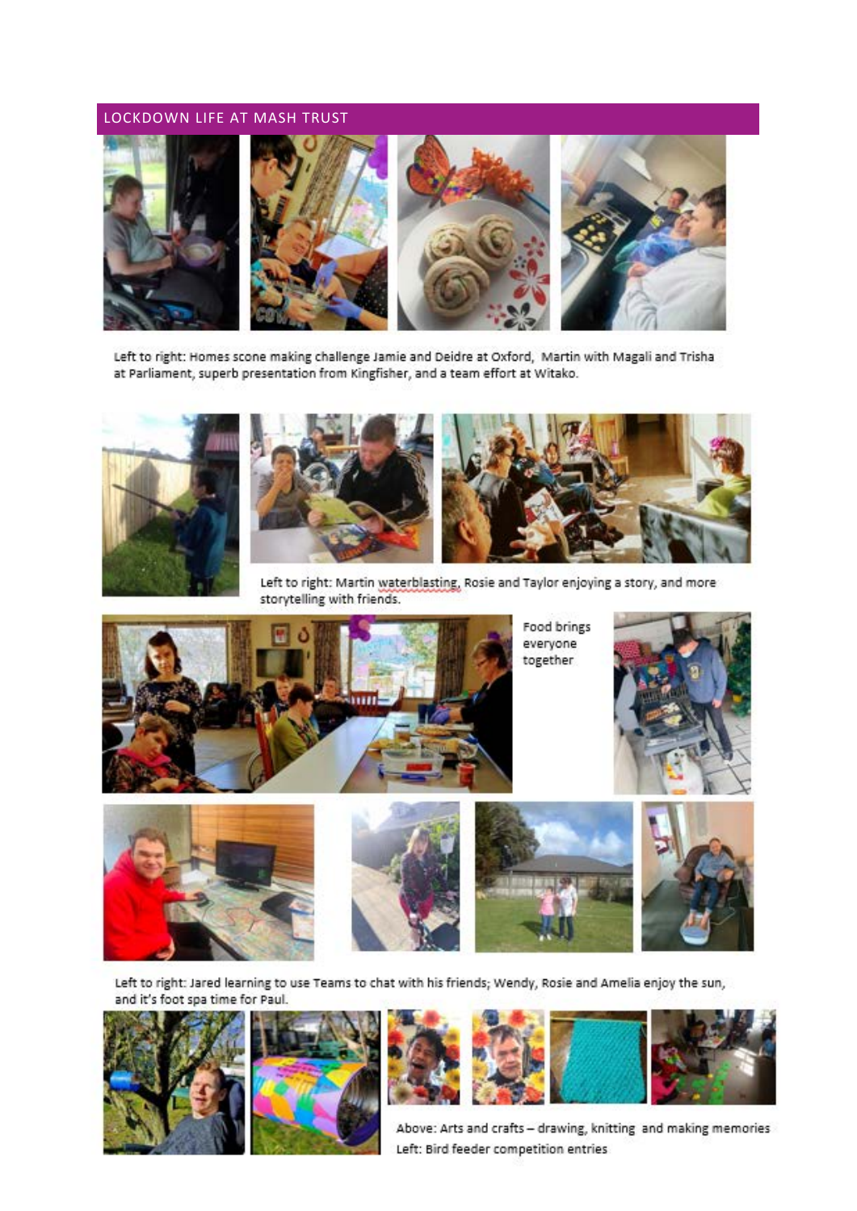## LOCKDOWN LIFE AT MASH TRUST

Left to right: Homes scone making challenge Jamie and Deidre at Oxford, Martin with Magali and Trisha at Parliament, superb presentation from Kingfisher, and a team effort at Witako.

Left to right: Martin waterblasting, Rosie and Taylor enjoying a story, and more storytelling with friends.

Food brings everyone together

Left to right: Jared learning to use Teams to chat with his friends; Wendy, Rosie and Amelia enjoy the sun, and it's foot spa time for Paul.

Above: Arts and crafts – drawing, knitting and making memories

Left: Bird feeder competition entries